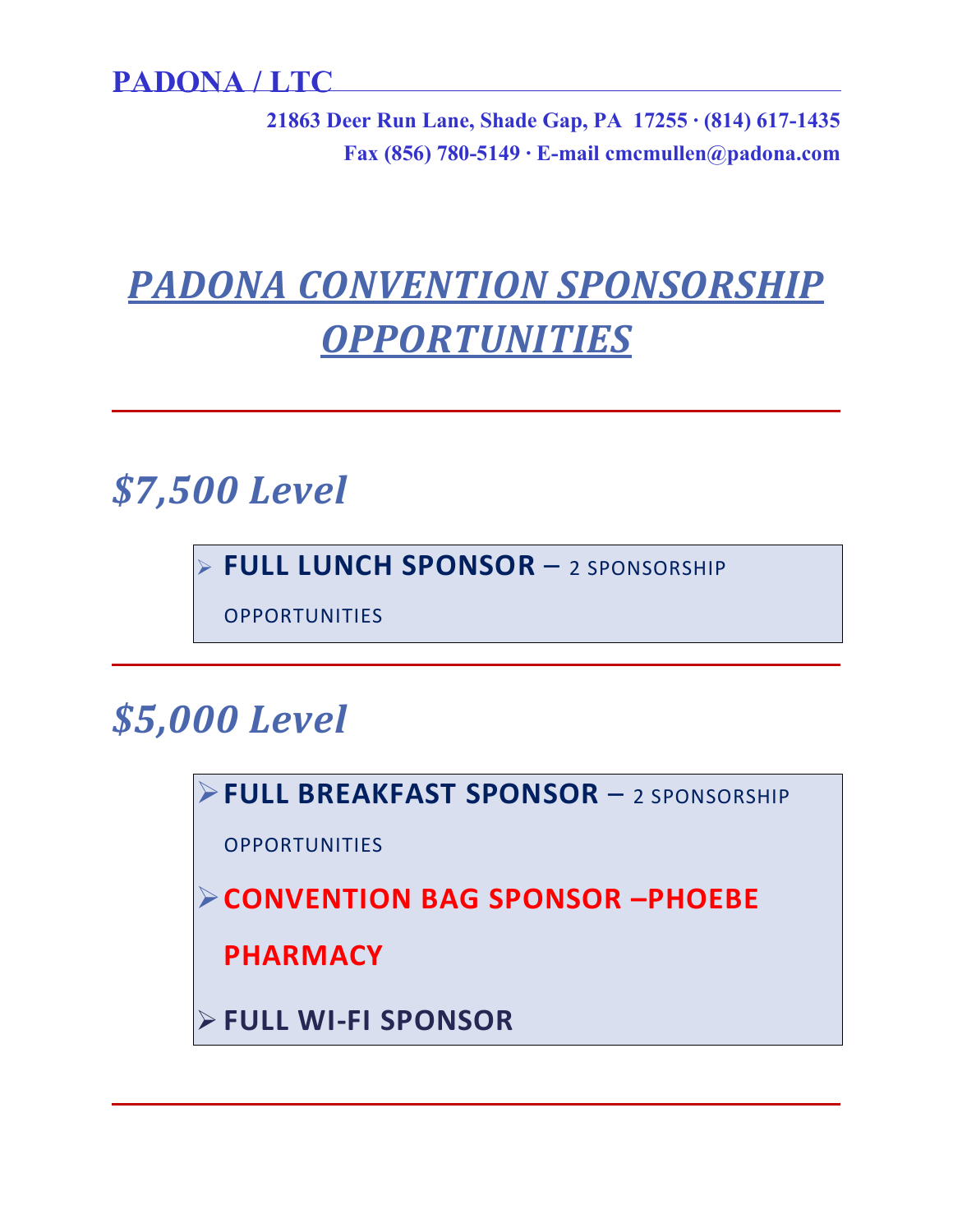**PADONA / LTC**

**21863 Deer Run Lane, Shade Gap, PA 17255 · (814) 617-1435**
**Fax (856) 780-5149 · E-mail cmcmullen@padona.com**

# *PADONA CONVENTION SPONSORSHIP OPPORTUNITIES*

---

## *$7,500 Level*

- **FULL LUNCH SPONSOR** – 2 SPONSORSHIP OPPORTUNITIES

---

## *$5,000 Level*

- **FULL BREAKFAST SPONSOR** – 2 SPONSORSHIP OPPORTUNITIES
- **CONVENTION BAG SPONSOR –PHOEBE PHARMACY**
- **FULL WI-FI SPONSOR**

---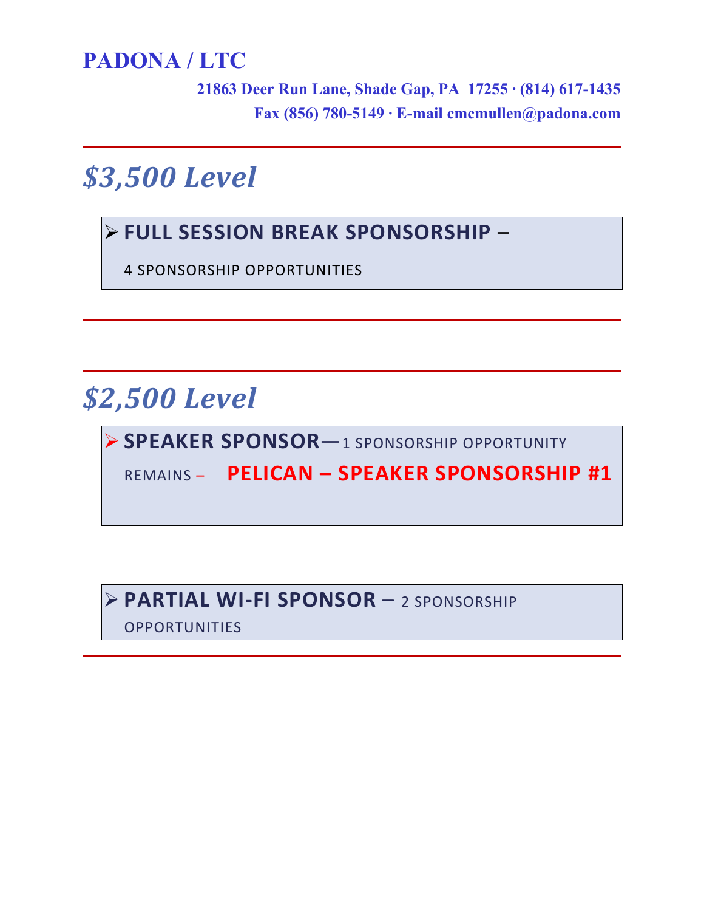**PADONA / LTC**

**21863 Deer Run Lane, Shade Gap, PA 17255 · (814) 617-1435**
**Fax (856) 780-5149 · E-mail cmcmullen@padona.com**

---

# *$3,500 Level*

- **FULL SESSION BREAK SPONSORSHIP –**

  4 SPONSORSHIP OPPORTUNITIES

---

---

# *$2,500 Level*

- **SPEAKER SPONSOR**—1 SPONSORSHIP OPPORTUNITY REMAINS – **PELICAN – SPEAKER SPONSORSHIP #1**

- **PARTIAL WI-FI SPONSOR** – 2 SPONSORSHIP OPPORTUNITIES

---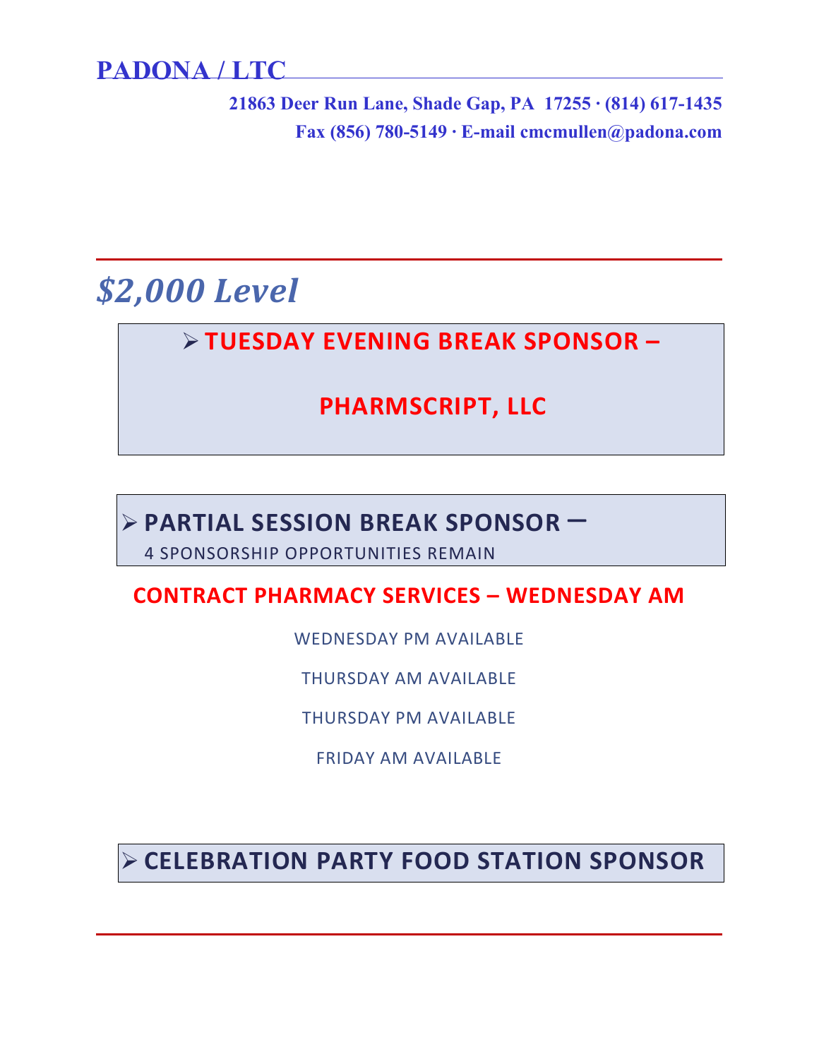# PADONA / LTC

**21863 Deer Run Lane, Shade Gap, PA 17255 · (814) 617-1435**
**Fax (856) 780-5149 · E-mail cmcmullen@padona.com**

---

## *$2,000 Level*

- **TUESDAY EVENING BREAK SPONSOR –**

  **PHARMSCRIPT, LLC**

- **PARTIAL SESSION BREAK SPONSOR –**
  4 SPONSORSHIP OPPORTUNITIES REMAIN

**CONTRACT PHARMACY SERVICES – WEDNESDAY AM**

WEDNESDAY PM AVAILABLE

THURSDAY AM AVAILABLE

THURSDAY PM AVAILABLE

FRIDAY AM AVAILABLE

- **CELEBRATION PARTY FOOD STATION SPONSOR**

---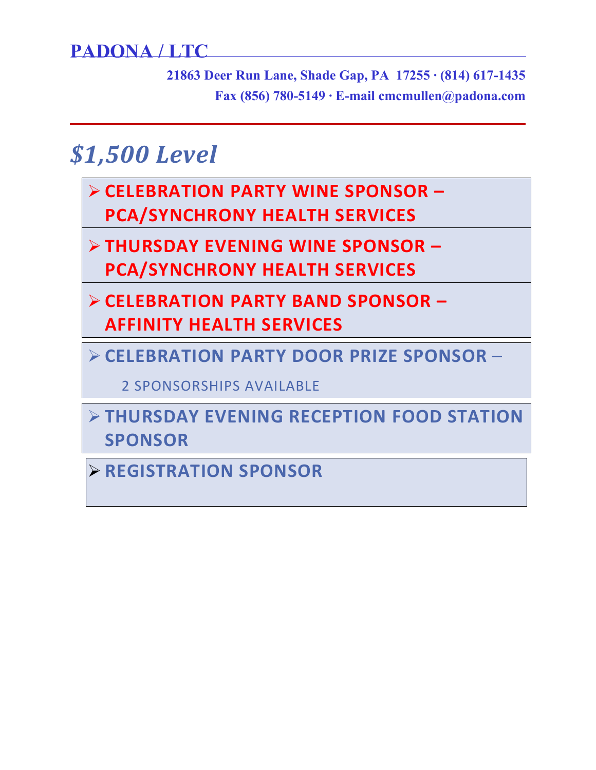**PADONA / LTC**

**21863 Deer Run Lane, Shade Gap, PA  17255 · (814) 617-1435**
**Fax (856) 780-5149 · E-mail cmcmullen@padona.com**

# *$1,500 Level*

- **CELEBRATION PARTY WINE SPONSOR – PCA/SYNCHRONY HEALTH SERVICES**
- **THURSDAY EVENING WINE SPONSOR – PCA/SYNCHRONY HEALTH SERVICES**
- **CELEBRATION PARTY BAND SPONSOR – AFFINITY HEALTH SERVICES**
- **CELEBRATION PARTY DOOR PRIZE SPONSOR –**

  2 SPONSORSHIPS AVAILABLE
- **THURSDAY EVENING RECEPTION FOOD STATION SPONSOR**
- **REGISTRATION SPONSOR**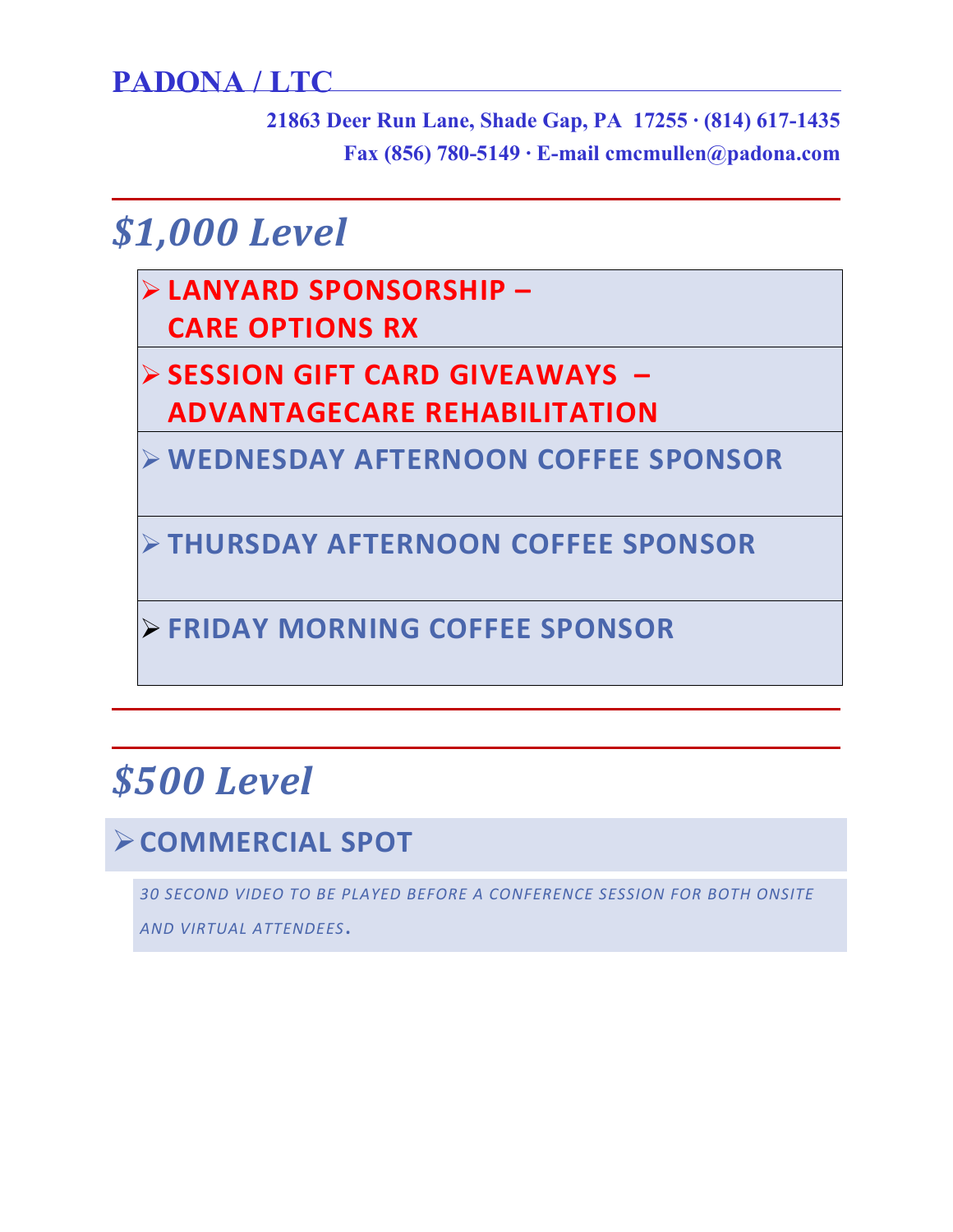# PADONA / LTC

**21863 Deer Run Lane, Shade Gap, PA 17255 · (814) 617-1435**
**Fax (856) 780-5149 · E-mail cmcmullen@padona.com**

---

## *$1,000 Level*

| |
|---|
| **LANYARD SPONSORSHIP – CARE OPTIONS RX** |
| **SESSION GIFT CARD GIVEAWAYS – ADVANTAGECARE REHABILITATION** |
| **WEDNESDAY AFTERNOON COFFEE SPONSOR** |
| **THURSDAY AFTERNOON COFFEE SPONSOR** |
| **FRIDAY MORNING COFFEE SPONSOR** |

---

## *$500 Level*

- **COMMERCIAL SPOT**

  *30 SECOND VIDEO TO BE PLAYED BEFORE A CONFERENCE SESSION FOR BOTH ONSITE AND VIRTUAL ATTENDEES.*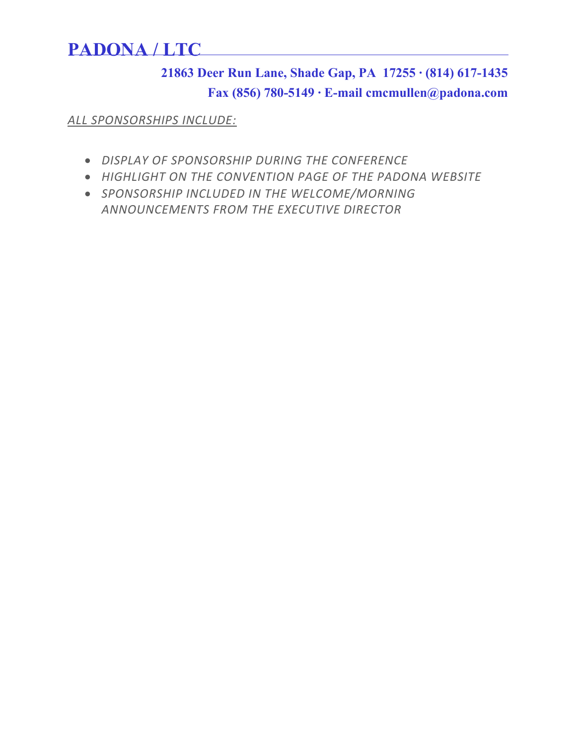# PADONA / LTC

**21863 Deer Run Lane, Shade Gap, PA 17255 · (814) 617-1435**

**Fax (856) 780-5149 · E-mail cmcmullen@padona.com**

*ALL SPONSORSHIPS INCLUDE:*

- *DISPLAY OF SPONSORSHIP DURING THE CONFERENCE*
- *HIGHLIGHT ON THE CONVENTION PAGE OF THE PADONA WEBSITE*
- *SPONSORSHIP INCLUDED IN THE WELCOME/MORNING ANNOUNCEMENTS FROM THE EXECUTIVE DIRECTOR*